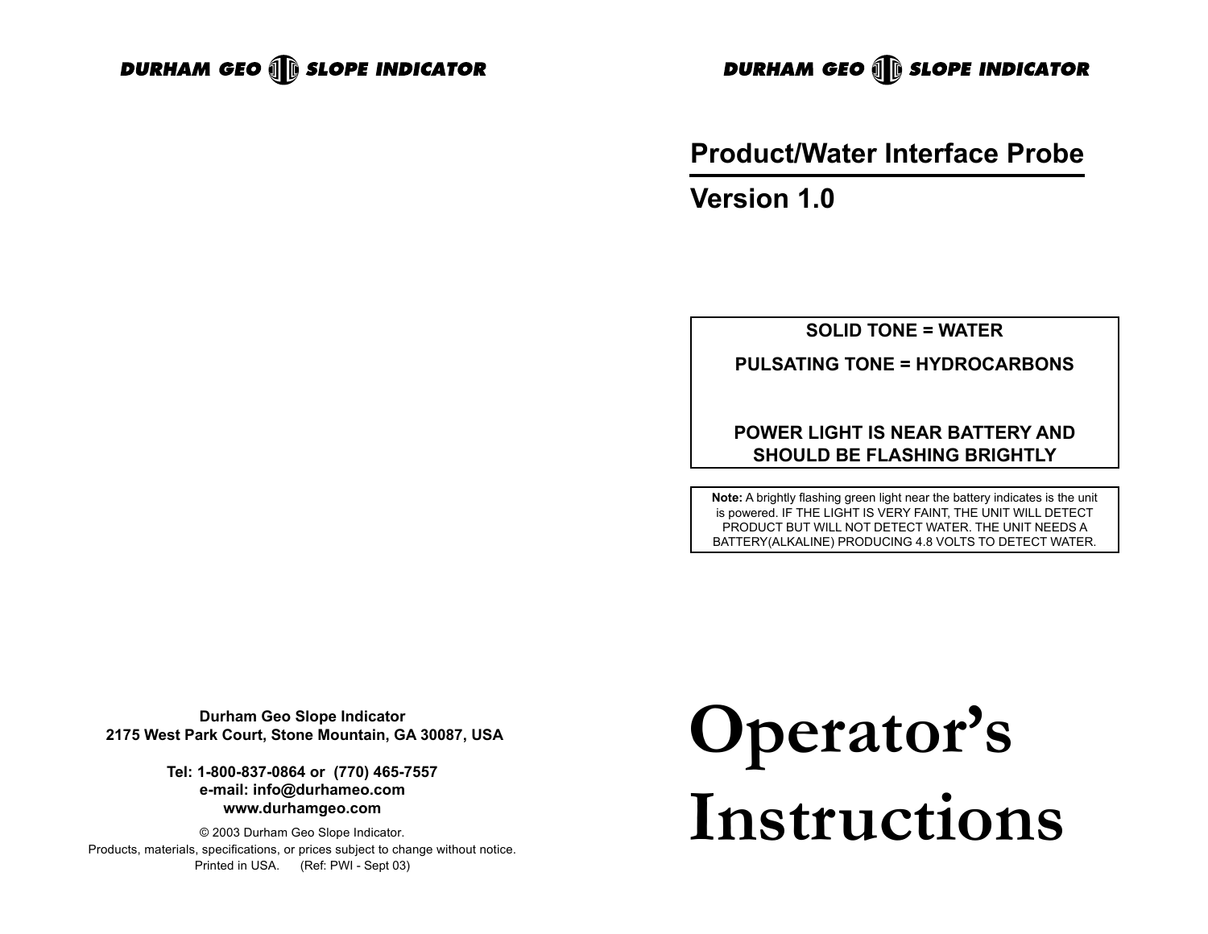DURHAM GEO SLOPE INDICATOR

Durham Geo Slope Indicator
2175 West Park Court, Stone Mountain, GA 30087, USA

Tel: 1-800-837-0864 or (770) 465-7557
e-mail: info@durhameo.com
www.durhamgeo.com

© 2003 Durham Geo Slope Indicator.
Products, materials, specifications, or prices subject to change without notice.
Printed in USA. (Ref: PWI - Sept 03)

DURHAM GEO SLOPE INDICATOR

# Product/Water Interface Probe

## Version 1.0

**SOLID TONE = WATER**

**PULSATING TONE = HYDROCARBONS**

**POWER LIGHT IS NEAR BATTERY AND SHOULD BE FLASHING BRIGHTLY**

**Note:** A brightly flashing green light near the battery indicates is the unit is powered. IF THE LIGHT IS VERY FAINT, THE UNIT WILL DETECT PRODUCT BUT WILL NOT DETECT WATER. THE UNIT NEEDS A BATTERY(ALKALINE) PRODUCING 4.8 VOLTS TO DETECT WATER.

# Operator's Instructions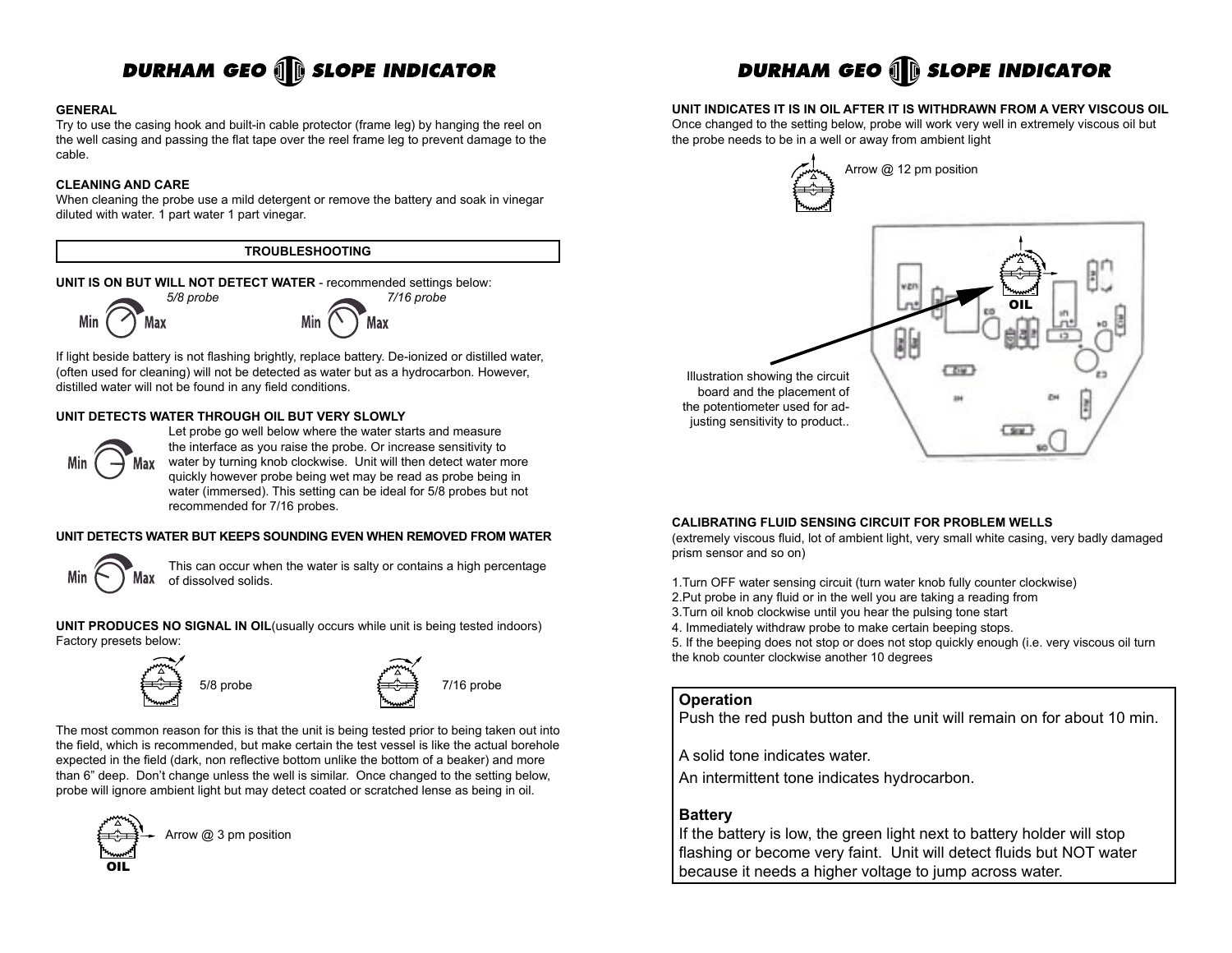# DURHAM GEO SLOPE INDICATOR

**GENERAL**
Try to use the casing hook and built-in cable protector (frame leg) by hanging the reel on the well casing and passing the flat tape over the reel frame leg to prevent damage to the cable.

**CLEANING AND CARE**
When cleaning the probe use a mild detergent or remove the battery and soak in vinegar diluted with water. 1 part water 1 part vinegar.

## TROUBLESHOOTING

**UNIT IS ON BUT WILL NOT DETECT WATER** - recommended settings below:

*5/8 probe* Min Max

*7/16 probe* Min Max

If light beside battery is not flashing brightly, replace battery. De-ionized or distilled water, (often used for cleaning) will not be detected as water but as a hydrocarbon. However, distilled water will not be found in any field conditions.

**UNIT DETECTS WATER THROUGH OIL BUT VERY SLOWLY**

Min Max

Let probe go well below where the water starts and measure the interface as you raise the probe. Or increase sensitivity to water by turning knob clockwise. Unit will then detect water more quickly however probe being wet may be read as probe being in water (immersed). This setting can be ideal for 5/8 probes but not recommended for 7/16 probes.

**UNIT DETECTS WATER BUT KEEPS SOUNDING EVEN WHEN REMOVED FROM WATER**

Min Max

This can occur when the water is salty or contains a high percentage of dissolved solids.

**UNIT PRODUCES NO SIGNAL IN OIL**(usually occurs while unit is being tested indoors)
Factory presets below:

5/8 probe

7/16 probe

The most common reason for this is that the unit is being tested prior to being taken out into the field, which is recommended, but make certain the test vessel is like the actual borehole expected in the field (dark, non reflective bottom unlike the bottom of a beaker) and more than 6" deep. Don't change unless the well is similar. Once changed to the setting below, probe will ignore ambient light but may detect coated or scratched lense as being in oil.

Arrow @ 3 pm position

OIL

# DURHAM GEO SLOPE INDICATOR

**UNIT INDICATES IT IS IN OIL AFTER IT IS WITHDRAWN FROM A VERY VISCOUS OIL**
Once changed to the setting below, probe will work very well in extremely viscous oil but the probe needs to be in a well or away from ambient light

Arrow @ 12 pm position

OIL

Illustration showing the circuit board and the placement of the potentiometer used for adjusting sensitivity to product..

**CALIBRATING FLUID SENSING CIRCUIT FOR PROBLEM WELLS**
(extremely viscous fluid, lot of ambient light, very small white casing, very badly damaged prism sensor and so on)

1.Turn OFF water sensing circuit (turn water knob fully counter clockwise)
2.Put probe in any fluid or in the well you are taking a reading from
3.Turn oil knob clockwise until you hear the pulsing tone start
4. Immediately withdraw probe to make certain beeping stops.
5. If the beeping does not stop or does not stop quickly enough (i.e. very viscous oil turn the knob counter clockwise another 10 degrees

**Operation**
Push the red push button and the unit will remain on for about 10 min.

A solid tone indicates water.
An intermittent tone indicates hydrocarbon.

**Battery**
If the battery is low, the green light next to battery holder will stop flashing or become very faint. Unit will detect fluids but NOT water because it needs a higher voltage to jump across water.